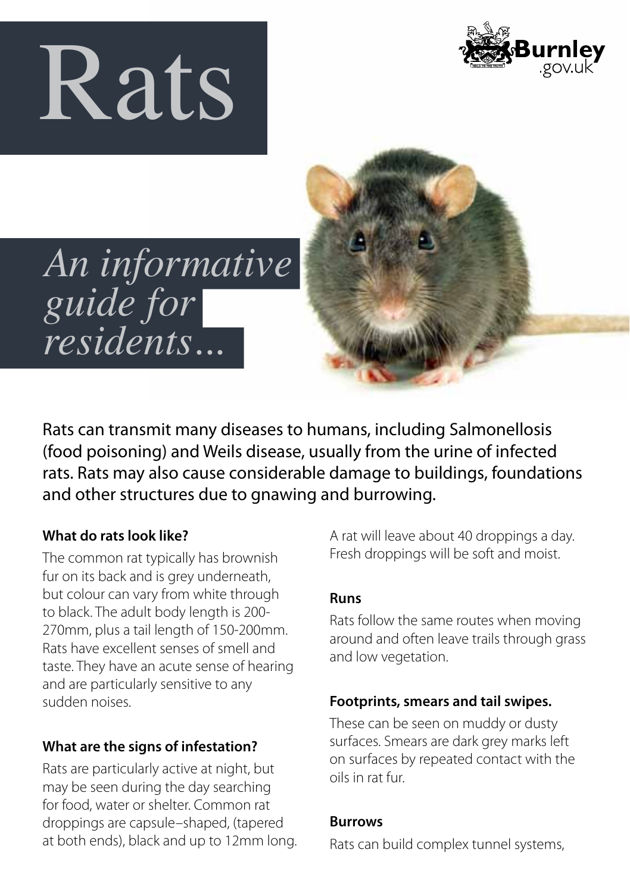# Rats

*An informative guide for residents...*

Rats can transmit many diseases to humans, including Salmonellosis (food poisoning) and Weils disease, usually from the urine of infected rats. Rats may also cause considerable damage to buildings, foundations and other structures due to gnawing and burrowing.

### What do rats look like?

The common rat typically has brownish fur on its back and is grey underneath, but colour can vary from white through to black. The adult body length is 200-270mm, plus a tail length of 150-200mm. Rats have excellent senses of smell and taste. They have an acute sense of hearing and are particularly sensitive to any sudden noises.

### What are the signs of infestation?

Rats are particularly active at night, but may be seen during the day searching for food, water or shelter. Common rat droppings are capsule–shaped, (tapered at both ends), black and up to 12mm long. A rat will leave about 40 droppings a day. Fresh droppings will be soft and moist.

### Runs

Rats follow the same routes when moving around and often leave trails through grass and low vegetation.

### Footprints, smears and tail swipes.

These can be seen on muddy or dusty surfaces. Smears are dark grey marks left on surfaces by repeated contact with the oils in rat fur.

### Burrows

Rats can build complex tunnel systems,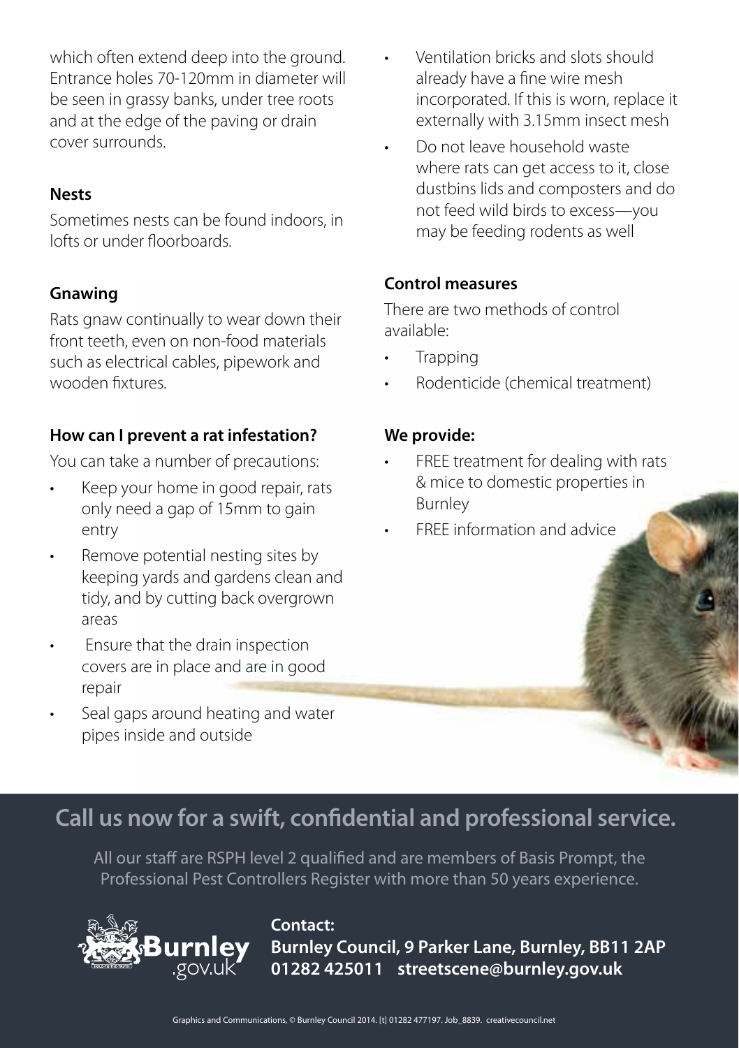which often extend deep into the ground. Entrance holes 70-120mm in diameter will be seen in grassy banks, under tree roots and at the edge of the paving or drain cover surrounds.

### Nests

Sometimes nests can be found indoors, in lofts or under floorboards.

### Gnawing

Rats gnaw continually to wear down their front teeth, even on non-food materials such as electrical cables, pipework and wooden fixtures.

### How can I prevent a rat infestation?

You can take a number of precautions:

- Keep your home in good repair, rats only need a gap of 15mm to gain entry
- Remove potential nesting sites by keeping yards and gardens clean and tidy, and by cutting back overgrown areas
- Ensure that the drain inspection covers are in place and are in good repair
- Seal gaps around heating and water pipes inside and outside
- Ventilation bricks and slots should already have a fine wire mesh incorporated. If this is worn, replace it externally with 3.15mm insect mesh
- Do not leave household waste where rats can get access to it, close dustbins lids and composters and do not feed wild birds to excess—you may be feeding rodents as well

### Control measures

There are two methods of control available:

- Trapping
- Rodenticide (chemical treatment)

### We provide:

- FREE treatment for dealing with rats & mice to domestic properties in Burnley
- FREE information and advice

## Call us now for a swift, confidential and professional service.

All our staff are RSPH level 2 qualified and are members of Basis Prompt, the Professional Pest Controllers Register with more than 50 years experience.

Burnley .gov.uk

**Contact:**
**Burnley Council, 9 Parker Lane, Burnley, BB11 2AP**
**01282 425011 streetscene@burnley.gov.uk**

Graphics and Communications, © Burnley Council 2014. [t] 01282 477197. Job_8839. creativecouncil.net